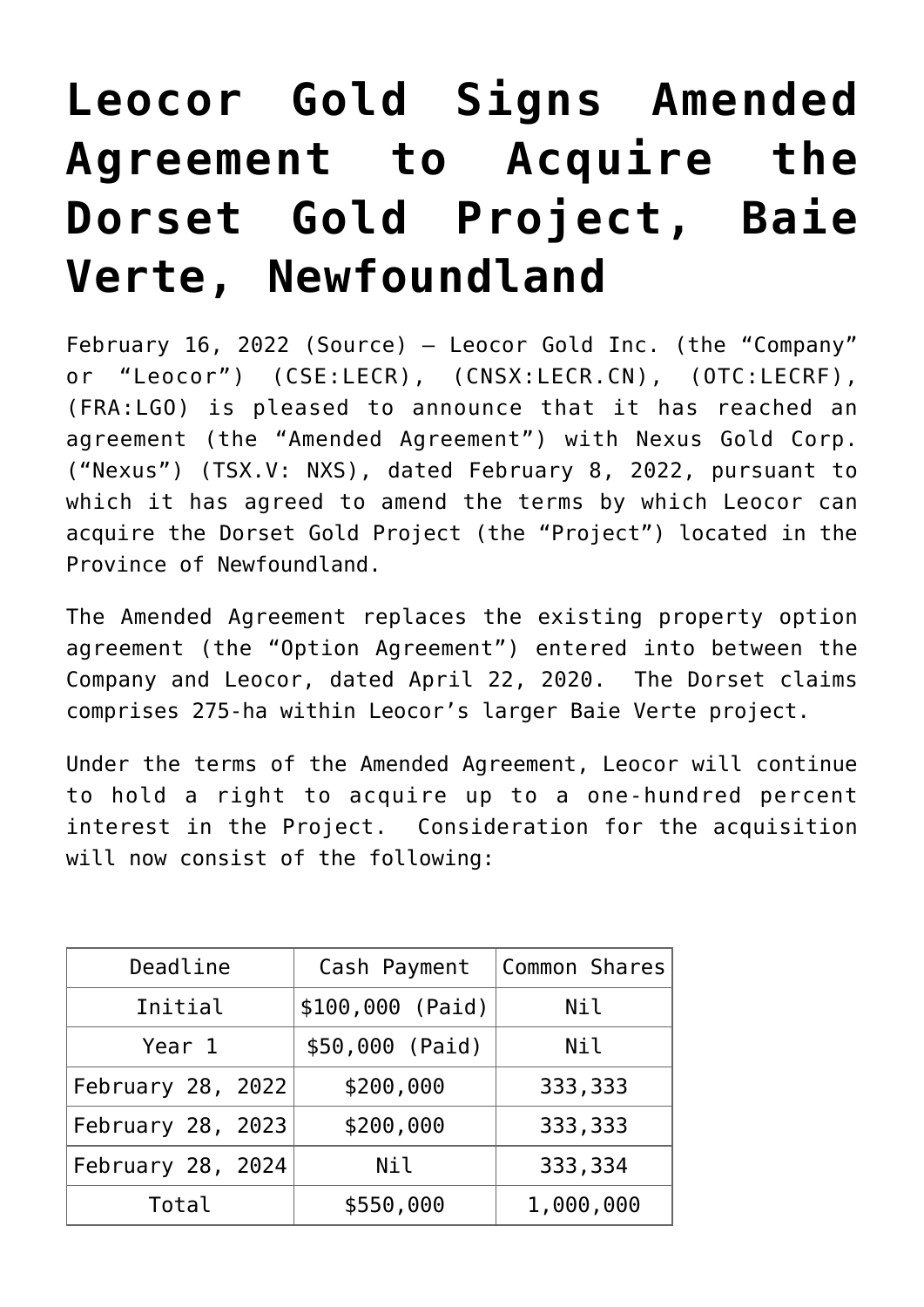# Leocor Gold Signs Amended Agreement to Acquire the Dorset Gold Project, Baie Verte, Newfoundland

February 16, 2022 (Source) — Leocor Gold Inc. (the "Company" or "Leocor") (CSE:LECR), (CNSX:LECR.CN), (OTC:LECRF), (FRA:LGO) is pleased to announce that it has reached an agreement (the "Amended Agreement") with Nexus Gold Corp. ("Nexus") (TSX.V: NXS), dated February 8, 2022, pursuant to which it has agreed to amend the terms by which Leocor can acquire the Dorset Gold Project (the "Project") located in the Province of Newfoundland.

The Amended Agreement replaces the existing property option agreement (the "Option Agreement") entered into between the Company and Leocor, dated April 22, 2020. The Dorset claims comprises 275-ha within Leocor's larger Baie Verte project.

Under the terms of the Amended Agreement, Leocor will continue to hold a right to acquire up to a one-hundred percent interest in the Project. Consideration for the acquisition will now consist of the following:

| Deadline | Cash Payment | Common Shares |
|---|---|---|
| Initial | $100,000 (Paid) | Nil |
| Year 1 | $50,000 (Paid) | Nil |
| February 28, 2022 | $200,000 | 333,333 |
| February 28, 2023 | $200,000 | 333,333 |
| February 28, 2024 | Nil | 333,334 |
| Total | $550,000 | 1,000,000 |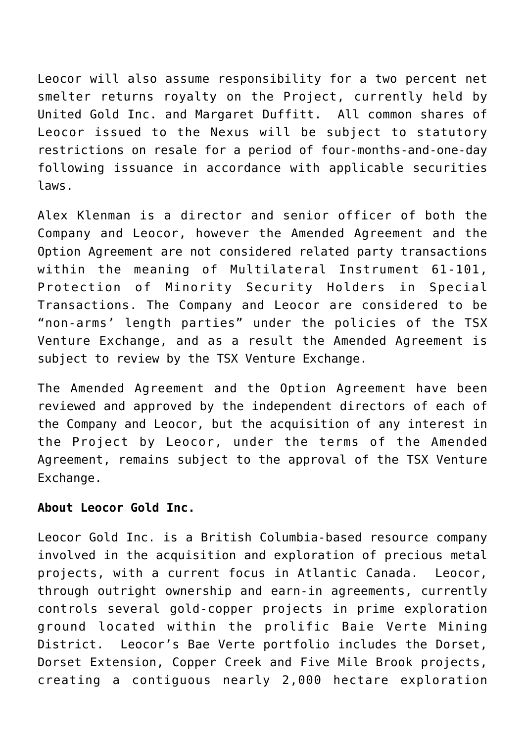Leocor will also assume responsibility for a two percent net smelter returns royalty on the Project, currently held by United Gold Inc. and Margaret Duffitt. All common shares of Leocor issued to the Nexus will be subject to statutory restrictions on resale for a period of four-months-and-one-day following issuance in accordance with applicable securities laws.

Alex Klenman is a director and senior officer of both the Company and Leocor, however the Amended Agreement and the Option Agreement are not considered related party transactions within the meaning of Multilateral Instrument 61-101, Protection of Minority Security Holders in Special Transactions. The Company and Leocor are considered to be "non-arms' length parties" under the policies of the TSX Venture Exchange, and as a result the Amended Agreement is subject to review by the TSX Venture Exchange.

The Amended Agreement and the Option Agreement have been reviewed and approved by the independent directors of each of the Company and Leocor, but the acquisition of any interest in the Project by Leocor, under the terms of the Amended Agreement, remains subject to the approval of the TSX Venture Exchange.

**About Leocor Gold Inc.**

Leocor Gold Inc. is a British Columbia-based resource company involved in the acquisition and exploration of precious metal projects, with a current focus in Atlantic Canada. Leocor, through outright ownership and earn-in agreements, currently controls several gold-copper projects in prime exploration ground located within the prolific Baie Verte Mining District. Leocor's Bae Verte portfolio includes the Dorset, Dorset Extension, Copper Creek and Five Mile Brook projects, creating a contiguous nearly 2,000 hectare exploration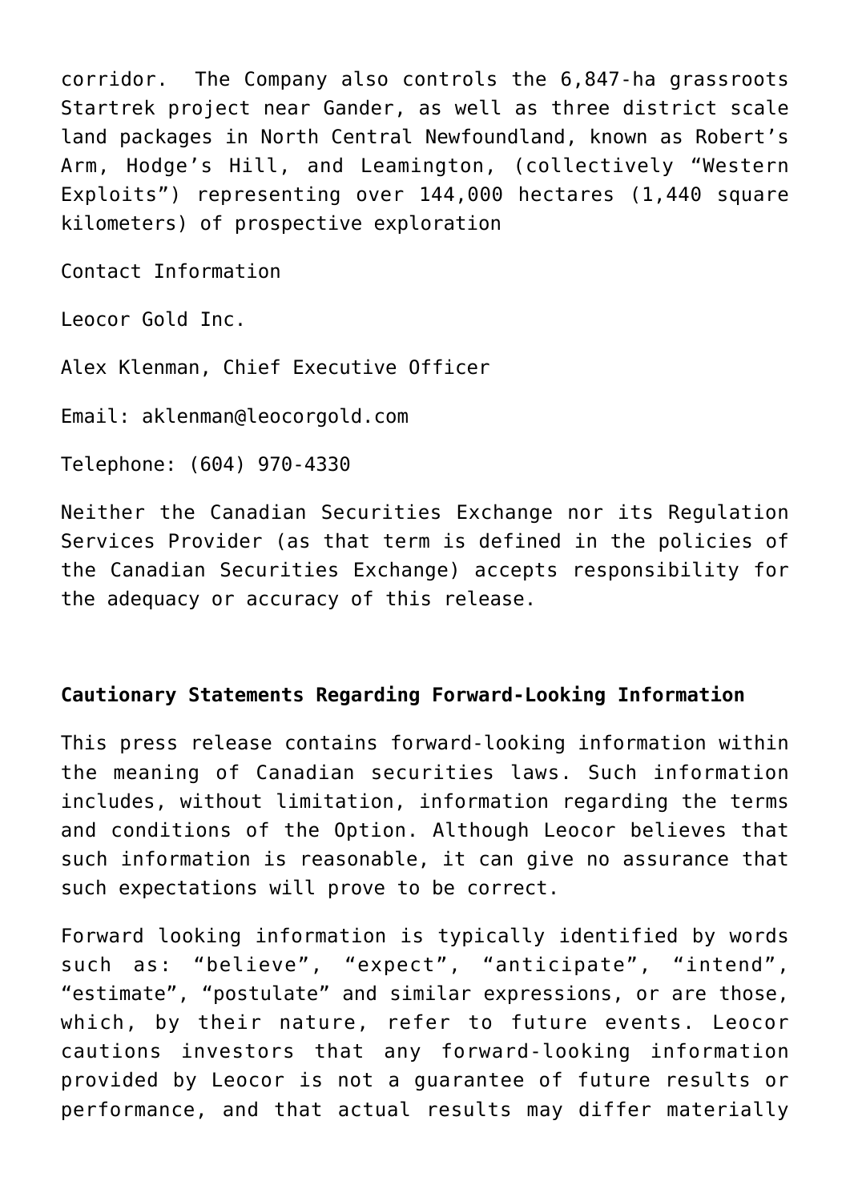corridor. The Company also controls the 6,847-ha grassroots Startrek project near Gander, as well as three district scale land packages in North Central Newfoundland, known as Robert's Arm, Hodge's Hill, and Leamington, (collectively "Western Exploits") representing over 144,000 hectares (1,440 square kilometers) of prospective exploration

Contact Information

Leocor Gold Inc.

Alex Klenman, Chief Executive Officer

Email: aklenman@leocorgold.com

Telephone: (604) 970-4330

Neither the Canadian Securities Exchange nor its Regulation Services Provider (as that term is defined in the policies of the Canadian Securities Exchange) accepts responsibility for the adequacy or accuracy of this release.

**Cautionary Statements Regarding Forward-Looking Information**

This press release contains forward-looking information within the meaning of Canadian securities laws. Such information includes, without limitation, information regarding the terms and conditions of the Option. Although Leocor believes that such information is reasonable, it can give no assurance that such expectations will prove to be correct.

Forward looking information is typically identified by words such as: "believe", "expect", "anticipate", "intend", "estimate", "postulate" and similar expressions, or are those, which, by their nature, refer to future events. Leocor cautions investors that any forward-looking information provided by Leocor is not a guarantee of future results or performance, and that actual results may differ materially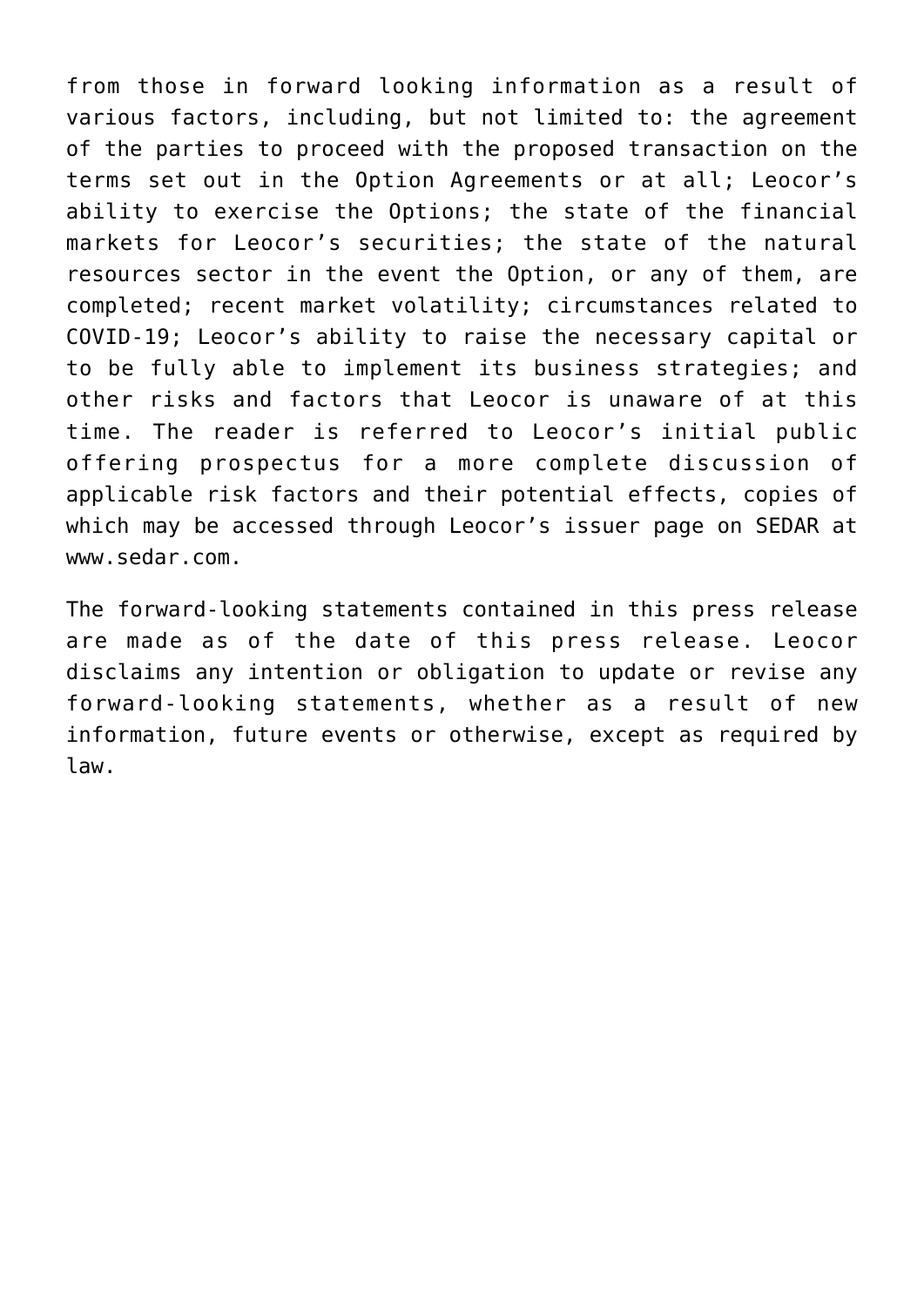from those in forward looking information as a result of various factors, including, but not limited to: the agreement of the parties to proceed with the proposed transaction on the terms set out in the Option Agreements or at all; Leocor's ability to exercise the Options; the state of the financial markets for Leocor's securities; the state of the natural resources sector in the event the Option, or any of them, are completed; recent market volatility; circumstances related to COVID-19; Leocor's ability to raise the necessary capital or to be fully able to implement its business strategies; and other risks and factors that Leocor is unaware of at this time. The reader is referred to Leocor's initial public offering prospectus for a more complete discussion of applicable risk factors and their potential effects, copies of which may be accessed through Leocor's issuer page on SEDAR at www.sedar.com.

The forward-looking statements contained in this press release are made as of the date of this press release. Leocor disclaims any intention or obligation to update or revise any forward-looking statements, whether as a result of new information, future events or otherwise, except as required by law.